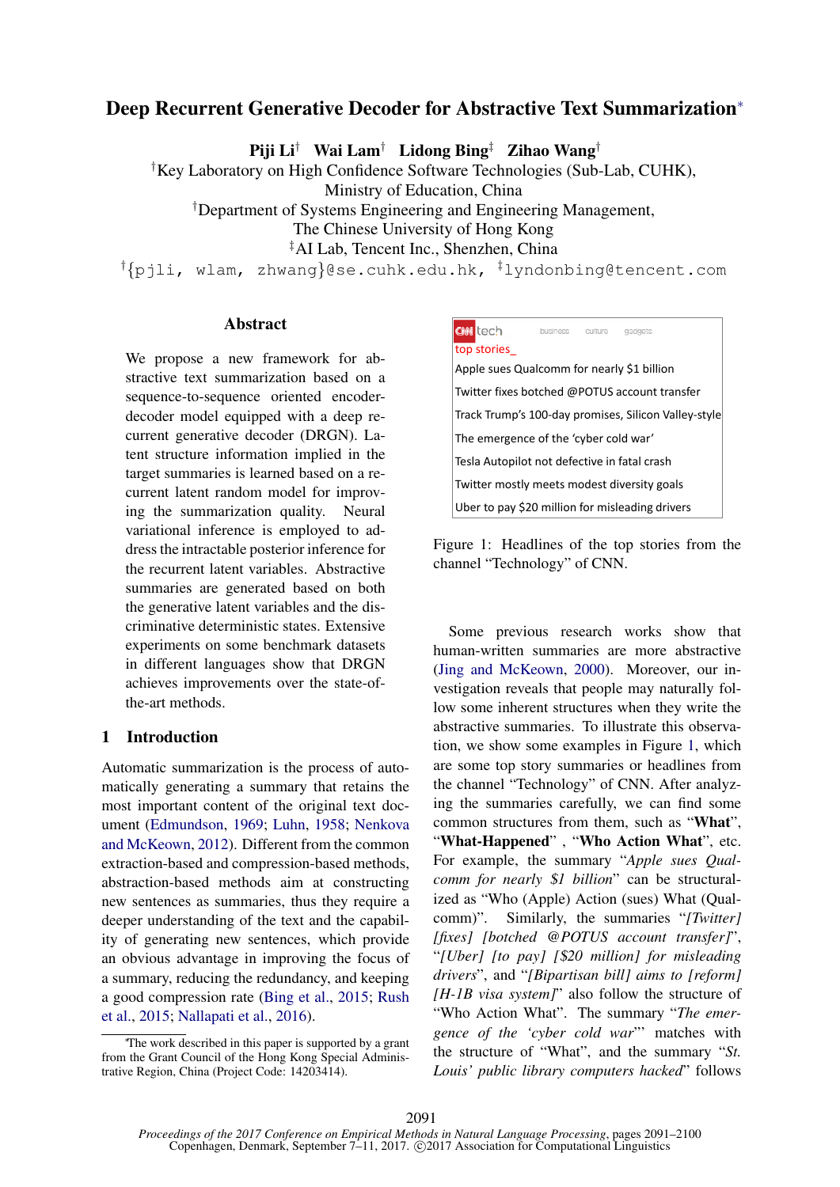# Deep Recurrent Generative Decoder for Abstractive Text Summarization*

**Piji Li**[†] **Wai Lam**[†] **Lidong Bing**[‡] **Zihao Wang**[†]

[†]Key Laboratory on High Confidence Software Technologies (Sub-Lab, CUHK), Ministry of Education, China

[†]Department of Systems Engineering and Engineering Management, The Chinese University of Hong Kong

[‡]AI Lab, Tencent Inc., Shenzhen, China

[†]{pjli, wlam, zhwang}@se.cuhk.edu.hk, [‡]lyndonbing@tencent.com

## Abstract

We propose a new framework for abstractive text summarization based on a sequence-to-sequence oriented encoder-decoder model equipped with a deep recurrent generative decoder (DRGN). Latent structure information implied in the target summaries is learned based on a recurrent latent random model for improving the summarization quality. Neural variational inference is employed to address the intractable posterior inference for the recurrent latent variables. Abstractive summaries are generated based on both the generative latent variables and the discriminative deterministic states. Extensive experiments on some benchmark datasets in different languages show that DRGN achieves improvements over the state-of-the-art methods.

## 1 Introduction

Automatic summarization is the process of automatically generating a summary that retains the most important content of the original text document (Edmundson, 1969; Luhn, 1958; Nenkova and McKeown, 2012). Different from the common extraction-based and compression-based methods, abstraction-based methods aim at constructing new sentences as summaries, thus they require a deeper understanding of the text and the capability of generating new sentences, which provide an obvious advantage in improving the focus of a summary, reducing the redundancy, and keeping a good compression rate (Bing et al., 2015; Rush et al., 2015; Nallapati et al., 2016).

| CNN tech — top stories |
|---|
| Apple sues Qualcomm for nearly $1 billion |
| Twitter fixes botched @POTUS account transfer |
| Track Trump's 100-day promises, Silicon Valley-style |
| The emergence of the 'cyber cold war' |
| Tesla Autopilot not defective in fatal crash |
| Twitter mostly meets modest diversity goals |
| Uber to pay $20 million for misleading drivers |

Figure 1: Headlines of the top stories from the channel "Technology" of CNN.

Some previous research works show that human-written summaries are more abstractive (Jing and McKeown, 2000). Moreover, our investigation reveals that people may naturally follow some inherent structures when they write the abstractive summaries. To illustrate this observation, we show some examples in Figure 1, which are some top story summaries or headlines from the channel "Technology" of CNN. After analyzing the summaries carefully, we can find some common structures from them, such as "**What**", "**What-Happened**", "**Who Action What**", etc. For example, the summary "*Apple sues Qualcomm for nearly $1 billion*" can be structuralized as "Who (Apple) Action (sues) What (Qualcomm)". Similarly, the summaries "*[Twitter] [fixes] [botched @POTUS account transfer]*", "*[Uber] [to pay] [$20 million] for misleading drivers*", and "*[Bipartisan bill] aims to [reform] [H-1B visa system]*" also follow the structure of "Who Action What". The summary "*The emergence of the 'cyber cold war'*" matches with the structure of "What", and the summary "*St. Louis' public library computers hacked*" follows

---

*The work described in this paper is supported by a grant from the Grant Council of the Hong Kong Special Administrative Region, China (Project Code: 14203414).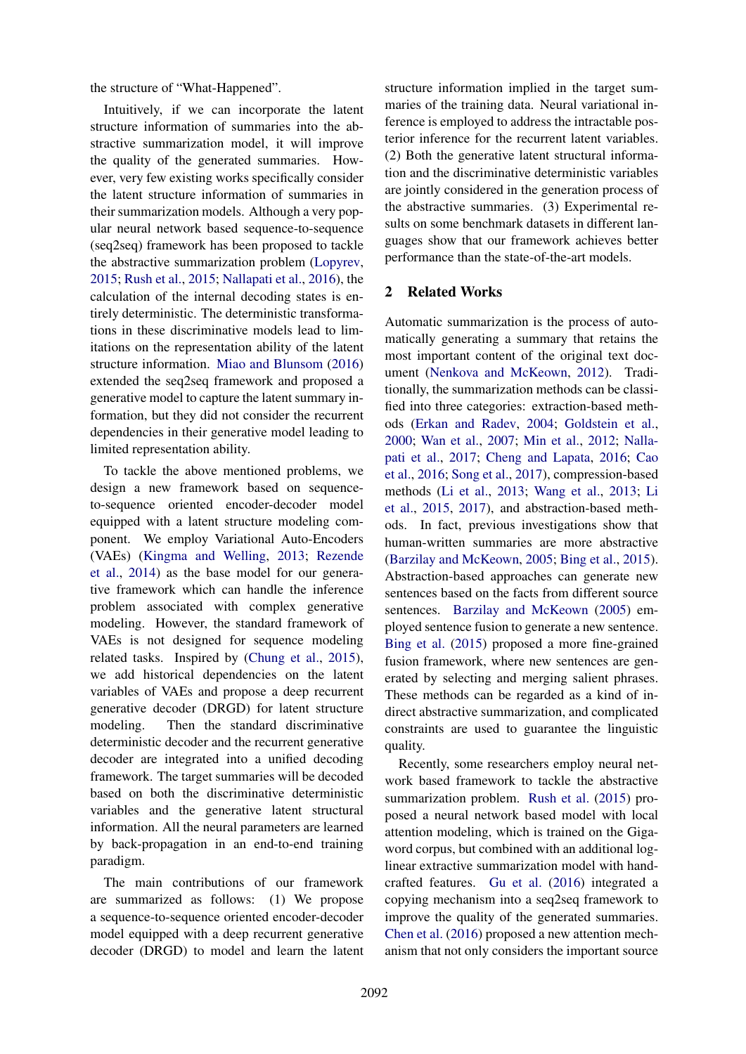the structure of "What-Happened".

Intuitively, if we can incorporate the latent structure information of summaries into the abstractive summarization model, it will improve the quality of the generated summaries. However, very few existing works specifically consider the latent structure information of summaries in their summarization models. Although a very popular neural network based sequence-to-sequence (seq2seq) framework has been proposed to tackle the abstractive summarization problem (Lopyrev, 2015; Rush et al., 2015; Nallapati et al., 2016), the calculation of the internal decoding states is entirely deterministic. The deterministic transformations in these discriminative models lead to limitations on the representation ability of the latent structure information. Miao and Blunsom (2016) extended the seq2seq framework and proposed a generative model to capture the latent summary information, but they did not consider the recurrent dependencies in their generative model leading to limited representation ability.

To tackle the above mentioned problems, we design a new framework based on sequence-to-sequence oriented encoder-decoder model equipped with a latent structure modeling component. We employ Variational Auto-Encoders (VAEs) (Kingma and Welling, 2013; Rezende et al., 2014) as the base model for our generative framework which can handle the inference problem associated with complex generative modeling. However, the standard framework of VAEs is not designed for sequence modeling related tasks. Inspired by (Chung et al., 2015), we add historical dependencies on the latent variables of VAEs and propose a deep recurrent generative decoder (DRGD) for latent structure modeling. Then the standard discriminative deterministic decoder and the recurrent generative decoder are integrated into a unified decoding framework. The target summaries will be decoded based on both the discriminative deterministic variables and the generative latent structural information. All the neural parameters are learned by back-propagation in an end-to-end training paradigm.

The main contributions of our framework are summarized as follows: (1) We propose a sequence-to-sequence oriented encoder-decoder model equipped with a deep recurrent generative decoder (DRGD) to model and learn the latent structure information implied in the target summaries of the training data. Neural variational inference is employed to address the intractable posterior inference for the recurrent latent variables. (2) Both the generative latent structural information and the discriminative deterministic variables are jointly considered in the generation process of the abstractive summaries. (3) Experimental results on some benchmark datasets in different languages show that our framework achieves better performance than the state-of-the-art models.

## 2 Related Works

Automatic summarization is the process of automatically generating a summary that retains the most important content of the original text document (Nenkova and McKeown, 2012). Traditionally, the summarization methods can be classified into three categories: extraction-based methods (Erkan and Radev, 2004; Goldstein et al., 2000; Wan et al., 2007; Min et al., 2012; Nallapati et al., 2017; Cheng and Lapata, 2016; Cao et al., 2016; Song et al., 2017), compression-based methods (Li et al., 2013; Wang et al., 2013; Li et al., 2015, 2017), and abstraction-based methods. In fact, previous investigations show that human-written summaries are more abstractive (Barzilay and McKeown, 2005; Bing et al., 2015). Abstraction-based approaches can generate new sentences based on the facts from different source sentences. Barzilay and McKeown (2005) employed sentence fusion to generate a new sentence. Bing et al. (2015) proposed a more fine-grained fusion framework, where new sentences are generated by selecting and merging salient phrases. These methods can be regarded as a kind of indirect abstractive summarization, and complicated constraints are used to guarantee the linguistic quality.

Recently, some researchers employ neural network based framework to tackle the abstractive summarization problem. Rush et al. (2015) proposed a neural network based model with local attention modeling, which is trained on the Gigaword corpus, but combined with an additional log-linear extractive summarization model with handcrafted features. Gu et al. (2016) integrated a copying mechanism into a seq2seq framework to improve the quality of the generated summaries. Chen et al. (2016) proposed a new attention mechanism that not only considers the important source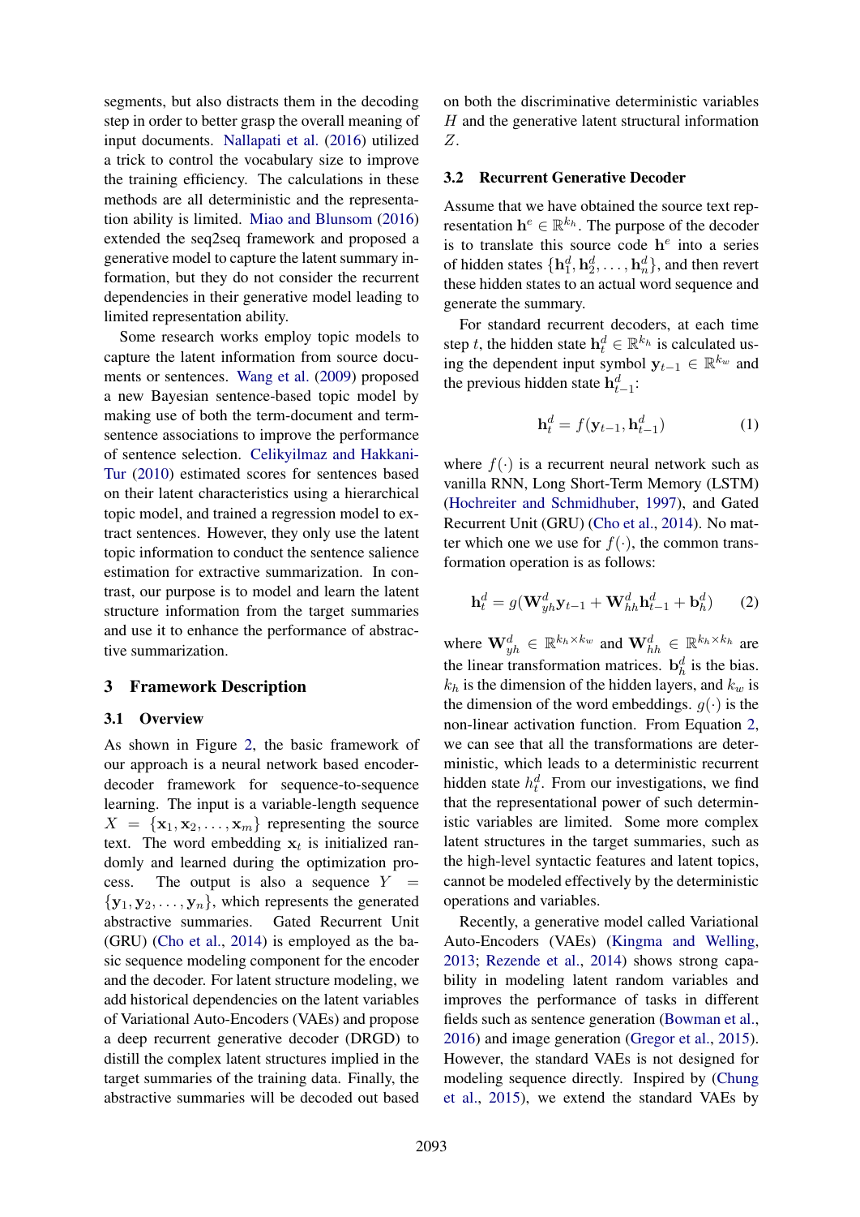segments, but also distracts them in the decoding step in order to better grasp the overall meaning of input documents. Nallapati et al. (2016) utilized a trick to control the vocabulary size to improve the training efficiency. The calculations in these methods are all deterministic and the representation ability is limited. Miao and Blunsom (2016) extended the seq2seq framework and proposed a generative model to capture the latent summary information, but they do not consider the recurrent dependencies in their generative model leading to limited representation ability.

Some research works employ topic models to capture the latent information from source documents or sentences. Wang et al. (2009) proposed a new Bayesian sentence-based topic model by making use of both the term-document and term-sentence associations to improve the performance of sentence selection. Celikyilmaz and Hakkani-Tur (2010) estimated scores for sentences based on their latent characteristics using a hierarchical topic model, and trained a regression model to extract sentences. However, they only use the latent topic information to conduct the sentence salience estimation for extractive summarization. In contrast, our purpose is to model and learn the latent structure information from the target summaries and use it to enhance the performance of abstractive summarization.

## 3 Framework Description

### 3.1 Overview

As shown in Figure 2, the basic framework of our approach is a neural network based encoder-decoder framework for sequence-to-sequence learning. The input is a variable-length sequence $X = \{\mathbf{x}_1, \mathbf{x}_2, \ldots, \mathbf{x}_m\}$ representing the source text. The word embedding $\mathbf{x}_t$ is initialized randomly and learned during the optimization process. The output is also a sequence $Y = \{\mathbf{y}_1, \mathbf{y}_2, \ldots, \mathbf{y}_n\}$, which represents the generated abstractive summaries. Gated Recurrent Unit (GRU) (Cho et al., 2014) is employed as the basic sequence modeling component for the encoder and the decoder. For latent structure modeling, we add historical dependencies on the latent variables of Variational Auto-Encoders (VAEs) and propose a deep recurrent generative decoder (DRGD) to distill the complex latent structures implied in the target summaries of the training data. Finally, the abstractive summaries will be decoded out based on both the discriminative deterministic variables $H$ and the generative latent structural information $Z$.

### 3.2 Recurrent Generative Decoder

Assume that we have obtained the source text representation $\mathbf{h}^e \in \mathbb{R}^{k_h}$. The purpose of the decoder is to translate this source code $\mathbf{h}^e$ into a series of hidden states $\{\mathbf{h}_1^d, \mathbf{h}_2^d, \ldots, \mathbf{h}_n^d\}$, and then revert these hidden states to an actual word sequence and generate the summary.

For standard recurrent decoders, at each time step $t$, the hidden state $\mathbf{h}_t^d \in \mathbb{R}^{k_h}$ is calculated using the dependent input symbol $\mathbf{y}_{t-1} \in \mathbb{R}^{k_w}$ and the previous hidden state $\mathbf{h}_{t-1}^d$:

$$\mathbf{h}_t^d = f(\mathbf{y}_{t-1}, \mathbf{h}_{t-1}^d) \tag{1}$$

where $f(\cdot)$ is a recurrent neural network such as vanilla RNN, Long Short-Term Memory (LSTM) (Hochreiter and Schmidhuber, 1997), and Gated Recurrent Unit (GRU) (Cho et al., 2014). No matter which one we use for $f(\cdot)$, the common transformation operation is as follows:

$$\mathbf{h}_t^d = g(\mathbf{W}_{yh}^d \mathbf{y}_{t-1} + \mathbf{W}_{hh}^d \mathbf{h}_{t-1}^d + \mathbf{b}_h^d) \tag{2}$$

where $\mathbf{W}_{yh}^d \in \mathbb{R}^{k_h \times k_w}$ and $\mathbf{W}_{hh}^d \in \mathbb{R}^{k_h \times k_h}$ are the linear transformation matrices. $\mathbf{b}_h^d$ is the bias. $k_h$ is the dimension of the hidden layers, and $k_w$ is the dimension of the word embeddings. $g(\cdot)$ is the non-linear activation function. From Equation 2, we can see that all the transformations are deterministic, which leads to a deterministic recurrent hidden state $h_t^d$. From our investigations, we find that the representational power of such deterministic variables are limited. Some more complex latent structures in the target summaries, such as the high-level syntactic features and latent topics, cannot be modeled effectively by the deterministic operations and variables.

Recently, a generative model called Variational Auto-Encoders (VAEs) (Kingma and Welling, 2013; Rezende et al., 2014) shows strong capability in modeling latent random variables and improves the performance of tasks in different fields such as sentence generation (Bowman et al., 2016) and image generation (Gregor et al., 2015). However, the standard VAEs is not designed for modeling sequence directly. Inspired by (Chung et al., 2015), we extend the standard VAEs by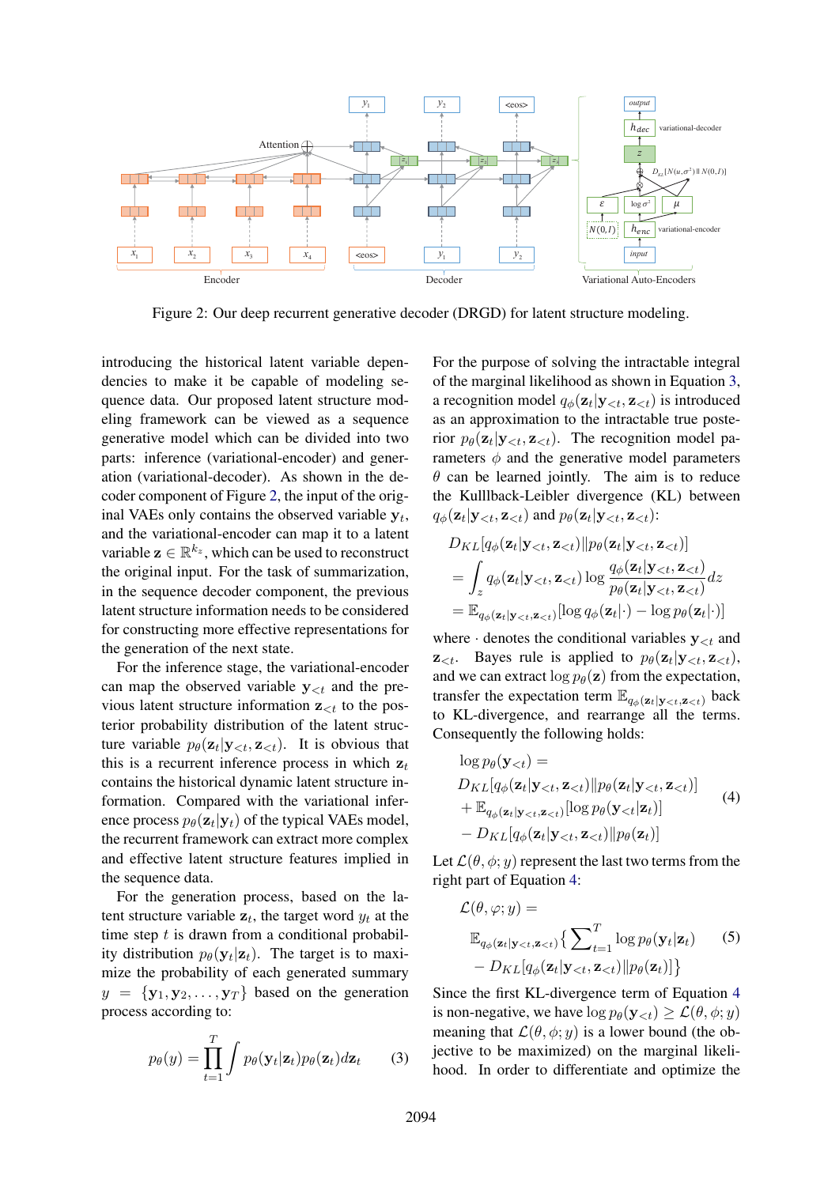Figure 2: Our deep recurrent generative decoder (DRGD) for latent structure modeling.

introducing the historical latent variable dependencies to make it be capable of modeling sequence data. Our proposed latent structure modeling framework can be viewed as a sequence generative model which can be divided into two parts: inference (variational-encoder) and generation (variational-decoder). As shown in the decoder component of Figure 2, the input of the original VAEs only contains the observed variable $\mathbf{y}_t$, and the variational-encoder can map it to a latent variable $\mathbf{z} \in \mathbb{R}^{k_z}$, which can be used to reconstruct the original input. For the task of summarization, in the sequence decoder component, the previous latent structure information needs to be considered for constructing more effective representations for the generation of the next state.

For the inference stage, the variational-encoder can map the observed variable $\mathbf{y}_{<t}$ and the previous latent structure information $\mathbf{z}_{<t}$ to the posterior probability distribution of the latent structure variable $p_\theta(\mathbf{z}_t|\mathbf{y}_{<t}, \mathbf{z}_{<t})$. It is obvious that this is a recurrent inference process in which $\mathbf{z}_t$ contains the historical dynamic latent structure information. Compared with the variational inference process $p_\theta(\mathbf{z}_t|\mathbf{y}_t)$ of the typical VAEs model, the recurrent framework can extract more complex and effective latent structure features implied in the sequence data.

For the generation process, based on the latent structure variable $\mathbf{z}_t$, the target word $y_t$ at the time step $t$ is drawn from a conditional probability distribution $p_\theta(\mathbf{y}_t|\mathbf{z}_t)$. The target is to maximize the probability of each generated summary $y = \{\mathbf{y}_1, \mathbf{y}_2, \ldots, \mathbf{y}_T\}$ based on the generation process according to:

$$p_\theta(y) = \prod_{t=1}^{T} \int p_\theta(\mathbf{y}_t|\mathbf{z}_t) p_\theta(\mathbf{z}_t) d\mathbf{z}_t \qquad (3)$$

For the purpose of solving the intractable integral of the marginal likelihood as shown in Equation 3, a recognition model $q_\phi(\mathbf{z}_t|\mathbf{y}_{<t}, \mathbf{z}_{<t})$ is introduced as an approximation to the intractable true posterior $p_\theta(\mathbf{z}_t|\mathbf{y}_{<t}, \mathbf{z}_{<t})$. The recognition model parameters $\phi$ and the generative model parameters $\theta$ can be learned jointly. The aim is to reduce the Kulllback-Leibler divergence (KL) between $q_\phi(\mathbf{z}_t|\mathbf{y}_{<t}, \mathbf{z}_{<t})$ and $p_\theta(\mathbf{z}_t|\mathbf{y}_{<t}, \mathbf{z}_{<t})$:

$$
\begin{aligned}
& D_{KL}[q_\phi(\mathbf{z}_t|\mathbf{y}_{<t}, \mathbf{z}_{<t}) \| p_\theta(\mathbf{z}_t|\mathbf{y}_{<t}, \mathbf{z}_{<t})] \\
&= \int_z q_\phi(\mathbf{z}_t|\mathbf{y}_{<t}, \mathbf{z}_{<t}) \log \frac{q_\phi(\mathbf{z}_t|\mathbf{y}_{<t}, \mathbf{z}_{<t})}{p_\theta(\mathbf{z}_t|\mathbf{y}_{<t}, \mathbf{z}_{<t})} dz \\
&= \mathbb{E}_{q_\phi(\mathbf{z}_t|\mathbf{y}_{<t}, \mathbf{z}_{<t})}[\log q_\phi(\mathbf{z}_t|\cdot) - \log p_\theta(\mathbf{z}_t|\cdot)]
\end{aligned}
$$

where $\cdot$ denotes the conditional variables $\mathbf{y}_{<t}$ and $\mathbf{z}_{<t}$. Bayes rule is applied to $p_\theta(\mathbf{z}_t|\mathbf{y}_{<t}, \mathbf{z}_{<t})$, and we can extract $\log p_\theta(\mathbf{z})$ from the expectation, transfer the expectation term $\mathbb{E}_{q_\phi(\mathbf{z}_t|\mathbf{y}_{<t}, \mathbf{z}_{<t})}$ back to KL-divergence, and rearrange all the terms. Consequently the following holds:

$$
\begin{aligned}
& \log p_\theta(\mathbf{y}_{<t}) = \\
& D_{KL}[q_\phi(\mathbf{z}_t|\mathbf{y}_{<t}, \mathbf{z}_{<t}) \| p_\theta(\mathbf{z}_t|\mathbf{y}_{<t}, \mathbf{z}_{<t})] \\
& + \mathbb{E}_{q_\phi(\mathbf{z}_t|\mathbf{y}_{<t}, \mathbf{z}_{<t})}[\log p_\theta(\mathbf{y}_{<t}|\mathbf{z}_t)] \\
& - D_{KL}[q_\phi(\mathbf{z}_t|\mathbf{y}_{<t}, \mathbf{z}_{<t}) \| p_\theta(\mathbf{z}_t)]
\end{aligned}
\qquad (4)
$$

Let $\mathcal{L}(\theta, \phi; y)$ represent the last two terms from the right part of Equation 4:

$$
\begin{aligned}
& \mathcal{L}(\theta, \varphi; y) = \\
& \mathbb{E}_{q_\phi(\mathbf{z}_t|\mathbf{y}_{<t}, \mathbf{z}_{<t})} \Big\{ \sum_{t=1}^{T} \log p_\theta(\mathbf{y}_t|\mathbf{z}_t) \\
& - D_{KL}[q_\phi(\mathbf{z}_t|\mathbf{y}_{<t}, \mathbf{z}_{<t}) \| p_\theta(\mathbf{z}_t)] \Big\}
\end{aligned}
\qquad (5)
$$

Since the first KL-divergence term of Equation 4 is non-negative, we have $\log p_\theta(\mathbf{y}_{<t}) \geq \mathcal{L}(\theta, \phi; y)$ meaning that $\mathcal{L}(\theta, \phi; y)$ is a lower bound (the objective to be maximized) on the marginal likelihood. In order to differentiate and optimize the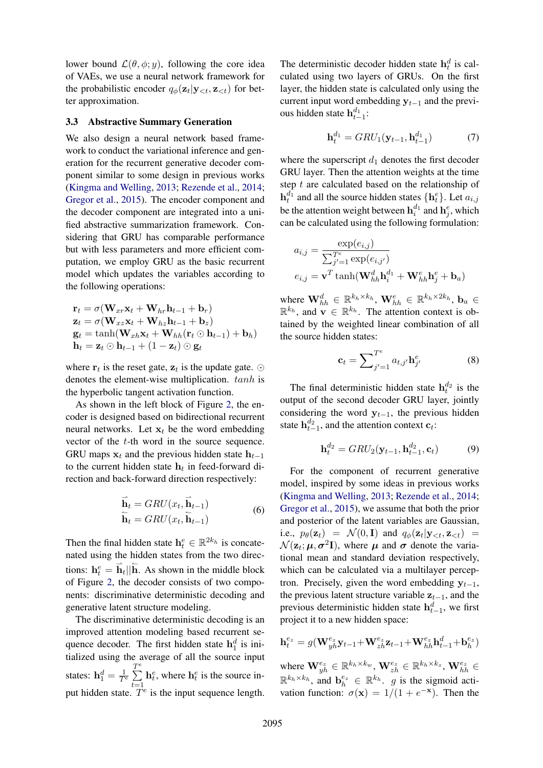lower bound $\mathcal{L}(\theta, \phi; y)$, following the core idea of VAEs, we use a neural network framework for the probabilistic encoder $q_\phi(\mathbf{z}_t|\mathbf{y}_{<t}, \mathbf{z}_{<t})$ for better approximation.

### 3.3 Abstractive Summary Generation

We also design a neural network based framework to conduct the variational inference and generation for the recurrent generative decoder component similar to some design in previous works (Kingma and Welling, 2013; Rezende et al., 2014; Gregor et al., 2015). The encoder component and the decoder component are integrated into a unified abstractive summarization framework. Considering that GRU has comparable performance but with less parameters and more efficient computation, we employ GRU as the basic recurrent model which updates the variables according to the following operations:

$$
\begin{aligned}
\mathbf{r}_t &= \sigma(\mathbf{W}_{xr}\mathbf{x}_t + \mathbf{W}_{hr}\mathbf{h}_{t-1} + \mathbf{b}_r) \\
\mathbf{z}_t &= \sigma(\mathbf{W}_{xz}\mathbf{x}_t + \mathbf{W}_{hz}\mathbf{h}_{t-1} + \mathbf{b}_z) \\
\mathbf{g}_t &= \tanh(\mathbf{W}_{xh}\mathbf{x}_t + \mathbf{W}_{hh}(\mathbf{r}_t \odot \mathbf{h}_{t-1}) + \mathbf{b}_h) \\
\mathbf{h}_t &= \mathbf{z}_t \odot \mathbf{h}_{t-1} + (1 - \mathbf{z}_t) \odot \mathbf{g}_t
\end{aligned}
$$

where $\mathbf{r}_t$ is the reset gate, $\mathbf{z}_t$ is the update gate. $\odot$ denotes the element-wise multiplication. $tanh$ is the hyperbolic tangent activation function.

As shown in the left block of Figure 2, the encoder is designed based on bidirectional recurrent neural networks. Let $\mathbf{x}_t$ be the word embedding vector of the $t$-th word in the source sequence. GRU maps $\mathbf{x}_t$ and the previous hidden state $\mathbf{h}_{t-1}$ to the current hidden state $\mathbf{h}_t$ in feed-forward direction and back-forward direction respectively:

$$
\begin{aligned}
\overrightarrow{\mathbf{h}}_t &= GRU(x_t, \overrightarrow{\mathbf{h}}_{t-1}) \\
\overleftarrow{\mathbf{h}}_t &= GRU(x_t, \overleftarrow{\mathbf{h}}_{t-1})
\end{aligned}
\tag{6}
$$

Then the final hidden state $\mathbf{h}^e_t \in \mathbb{R}^{2k_h}$ is concatenated using the hidden states from the two directions: $\mathbf{h}^e_t = \overrightarrow{\mathbf{h}}_t || \overleftarrow{\mathbf{h}}$. As shown in the middle block of Figure 2, the decoder consists of two components: discriminative deterministic decoding and generative latent structure modeling.

The discriminative deterministic decoding is an improved attention modeling based recurrent sequence decoder. The first hidden state $\mathbf{h}^d_1$ is initialized using the average of all the source input states: $\mathbf{h}^d_1 = \frac{1}{T^e}\sum_{t=1}^{T^e} \mathbf{h}^e_t$, where $\mathbf{h}^e_t$ is the source input hidden state. $T^e$ is the input sequence length. The deterministic decoder hidden state $\mathbf{h}^d_t$ is calculated using two layers of GRUs. On the first layer, the hidden state is calculated only using the current input word embedding $\mathbf{y}_{t-1}$ and the previous hidden state $\mathbf{h}^{d_1}_{t-1}$:

$$
\mathbf{h}^{d_1}_t = GRU_1(\mathbf{y}_{t-1}, \mathbf{h}^{d_1}_{t-1}) \tag{7}
$$

where the superscript $d_1$ denotes the first decoder GRU layer. Then the attention weights at the time step $t$ are calculated based on the relationship of $\mathbf{h}^{d_1}_t$ and all the source hidden states $\{\mathbf{h}^e_t\}$. Let $a_{i,j}$ be the attention weight between $\mathbf{h}^{d_1}_i$ and $\mathbf{h}^e_j$, which can be calculated using the following formulation:

$$
\begin{aligned}
a_{i,j} &= \frac{\exp(e_{i,j})}{\sum_{j'=1}^{T^e} \exp(e_{i,j'})} \\
e_{i,j} &= \mathbf{v}^T \tanh(\mathbf{W}^d_{hh}\mathbf{h}^{d_1}_i + \mathbf{W}^e_{hh}\mathbf{h}^e_j + \mathbf{b}_a)
\end{aligned}
$$

where $\mathbf{W}^d_{hh} \in \mathbb{R}^{k_h \times k_h}$, $\mathbf{W}^e_{hh} \in \mathbb{R}^{k_h \times 2k_h}$, $\mathbf{b}_a \in \mathbb{R}^{k_h}$, and $\mathbf{v} \in \mathbb{R}^{k_h}$. The attention context is obtained by the weighted linear combination of all the source hidden states:

$$
\mathbf{c}_t = \sum_{j'=1}^{T^e} a_{t,j'}\mathbf{h}^e_{j'} \tag{8}
$$

The final deterministic hidden state $\mathbf{h}^{d_2}_t$ is the output of the second decoder GRU layer, jointly considering the word $\mathbf{y}_{t-1}$, the previous hidden state $\mathbf{h}^{d_2}_{t-1}$, and the attention context $\mathbf{c}_t$:

$$
\mathbf{h}^{d_2}_t = GRU_2(\mathbf{y}_{t-1}, \mathbf{h}^{d_2}_{t-1}, \mathbf{c}_t) \tag{9}
$$

For the component of recurrent generative model, inspired by some ideas in previous works (Kingma and Welling, 2013; Rezende et al., 2014; Gregor et al., 2015), we assume that both the prior and posterior of the latent variables are Gaussian, i.e., $p_\theta(\mathbf{z}_t) = \mathcal{N}(0, \mathbf{I})$ and $q_\phi(\mathbf{z}_t|\mathbf{y}_{<t}, \mathbf{z}_{<t}) = \mathcal{N}(\mathbf{z}_t; \boldsymbol{\mu}, \boldsymbol{\sigma}^2\mathbf{I})$, where $\boldsymbol{\mu}$ and $\boldsymbol{\sigma}$ denote the variational mean and standard deviation respectively, which can be calculated via a multilayer perceptron. Precisely, given the word embedding $\mathbf{y}_{t-1}$, the previous latent structure variable $\mathbf{z}_{t-1}$, and the previous deterministic hidden state $\mathbf{h}^d_{t-1}$, we first project it to a new hidden space:

$$
\mathbf{h}^{e_z}_t = g(\mathbf{W}^{e_z}_{yh}\mathbf{y}_{t-1} + \mathbf{W}^{e_z}_{zh}\mathbf{z}_{t-1} + \mathbf{W}^{e_z}_{hh}\mathbf{h}^d_{t-1} + \mathbf{b}^{e_z}_h)
$$

where $\mathbf{W}^{e_z}_{yh} \in \mathbb{R}^{k_h \times k_w}$, $\mathbf{W}^{e_z}_{zh} \in \mathbb{R}^{k_h \times k_z}$, $\mathbf{W}^{e_z}_{hh} \in \mathbb{R}^{k_h \times k_h}$, and $\mathbf{b}^{e_z}_h \in \mathbb{R}^{k_h}$. $g$ is the sigmoid activation function: $\sigma(\mathbf{x}) = 1/(1 + e^{-\mathbf{x}})$. Then the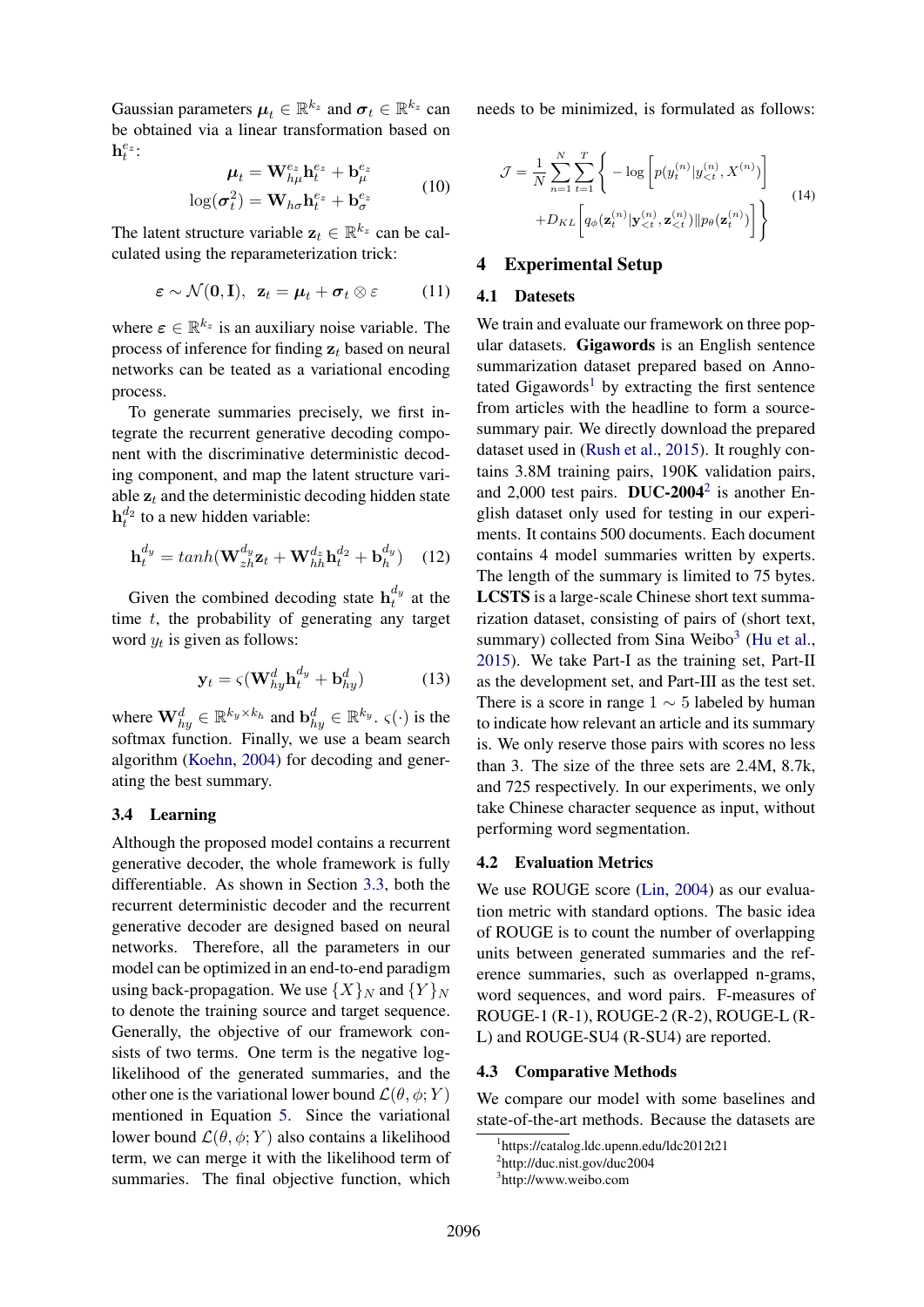Gaussian parameters $\boldsymbol{\mu}_t \in \mathbb{R}^{k_z}$ and $\boldsymbol{\sigma}_t \in \mathbb{R}^{k_z}$ can be obtained via a linear transformation based on $\mathbf{h}_t^{e_z}$:

$$
\begin{aligned}
\boldsymbol{\mu}_t &= \mathbf{W}_{h\mu}^{e_z} \mathbf{h}_t^{e_z} + \mathbf{b}_{\mu}^{e_z} \\
\log(\boldsymbol{\sigma}_t^2) &= \mathbf{W}_{h\sigma} \mathbf{h}_t^{e_z} + \mathbf{b}_{\sigma}^{e_z}
\end{aligned}
\tag{10}
$$

The latent structure variable $\mathbf{z}_t \in \mathbb{R}^{k_z}$ can be calculated using the reparameterization trick:

$$
\boldsymbol{\varepsilon} \sim \mathcal{N}(\mathbf{0}, \mathbf{I}), \quad \mathbf{z}_t = \boldsymbol{\mu}_t + \boldsymbol{\sigma}_t \otimes \varepsilon \tag{11}
$$

where $\boldsymbol{\varepsilon} \in \mathbb{R}^{k_z}$ is an auxiliary noise variable. The process of inference for finding $\mathbf{z}_t$ based on neural networks can be teated as a variational encoding process.

To generate summaries precisely, we first integrate the recurrent generative decoding component with the discriminative deterministic decoding component, and map the latent structure variable $\mathbf{z}_t$ and the deterministic decoding hidden state $\mathbf{h}_t^{d_2}$ to a new hidden variable:

$$
\mathbf{h}_t^{d_y} = tanh(\mathbf{W}_{zh}^{d_y} \mathbf{z}_t + \mathbf{W}_{hh}^{d_z} \mathbf{h}_t^{d_2} + \mathbf{b}_h^{d_y}) \tag{12}
$$

Given the combined decoding state $\mathbf{h}_t^{d_y}$ at the time $t$, the probability of generating any target word $y_t$ is given as follows:

$$
\mathbf{y}_t = \varsigma(\mathbf{W}_{hy}^{d} \mathbf{h}_t^{d_y} + \mathbf{b}_{hy}^{d}) \tag{13}
$$

where $\mathbf{W}_{hy}^{d} \in \mathbb{R}^{k_y \times k_h}$ and $\mathbf{b}_{hy}^{d} \in \mathbb{R}^{k_y}$. $\varsigma(\cdot)$ is the softmax function. Finally, we use a beam search algorithm (Koehn, 2004) for decoding and generating the best summary.

### 3.4 Learning

Although the proposed model contains a recurrent generative decoder, the whole framework is fully differentiable. As shown in Section 3.3, both the recurrent deterministic decoder and the recurrent generative decoder are designed based on neural networks. Therefore, all the parameters in our model can be optimized in an end-to-end paradigm using back-propagation. We use $\{X\}_N$ and $\{Y\}_N$ to denote the training source and target sequence. Generally, the objective of our framework consists of two terms. One term is the negative log-likelihood of the generated summaries, and the other one is the variational lower bound $\mathcal{L}(\theta, \phi; Y)$ mentioned in Equation 5. Since the variational lower bound $\mathcal{L}(\theta, \phi; Y)$ also contains a likelihood term, we can merge it with the likelihood term of summaries. The final objective function, which needs to be minimized, is formulated as follows:

$$
\begin{aligned}
\mathcal{J} = \frac{1}{N} \sum_{n=1}^{N} \sum_{t=1}^{T} \Big\{ & -\log \Big[ p(y_t^{(n)} | y_{<t}^{(n)}, X^{(n)}) \Big] \\
& + D_{KL} \Big[ q_\phi(\mathbf{z}_t^{(n)} | \mathbf{y}_{<t}^{(n)}, \mathbf{z}_{<t}^{(n)}) \| p_\theta(\mathbf{z}_t^{(n)}) \Big] \Big\}
\end{aligned}
\tag{14}
$$

## 4 Experimental Setup

### 4.1 Datesets

We train and evaluate our framework on three popular datasets. **Gigawords** is an English sentence summarization dataset prepared based on Annotated Gigawords[1] by extracting the first sentence from articles with the headline to form a source-summary pair. We directly download the prepared dataset used in (Rush et al., 2015). It roughly contains 3.8M training pairs, 190K validation pairs, and 2,000 test pairs. **DUC-2004**[2] is another English dataset only used for testing in our experiments. It contains 500 documents. Each document contains 4 model summaries written by experts. The length of the summary is limited to 75 bytes. **LCSTS** is a large-scale Chinese short text summarization dataset, consisting of pairs of (short text, summary) collected from Sina Weibo[3] (Hu et al., 2015). We take Part-I as the training set, Part-II as the development set, and Part-III as the test set. There is a score in range $1 \sim 5$ labeled by human to indicate how relevant an article and its summary is. We only reserve those pairs with scores no less than 3. The size of the three sets are 2.4M, 8.7k, and 725 respectively. In our experiments, we only take Chinese character sequence as input, without performing word segmentation.

### 4.2 Evaluation Metrics

We use ROUGE score (Lin, 2004) as our evaluation metric with standard options. The basic idea of ROUGE is to count the number of overlapping units between generated summaries and the reference summaries, such as overlapped n-grams, word sequences, and word pairs. F-measures of ROUGE-1 (R-1), ROUGE-2 (R-2), ROUGE-L (R-L) and ROUGE-SU4 (R-SU4) are reported.

### 4.3 Comparative Methods

We compare our model with some baselines and state-of-the-art methods. Because the datasets are

[1] https://catalog.ldc.upenn.edu/ldc2012t21

[2] http://duc.nist.gov/duc2004

[3] http://www.weibo.com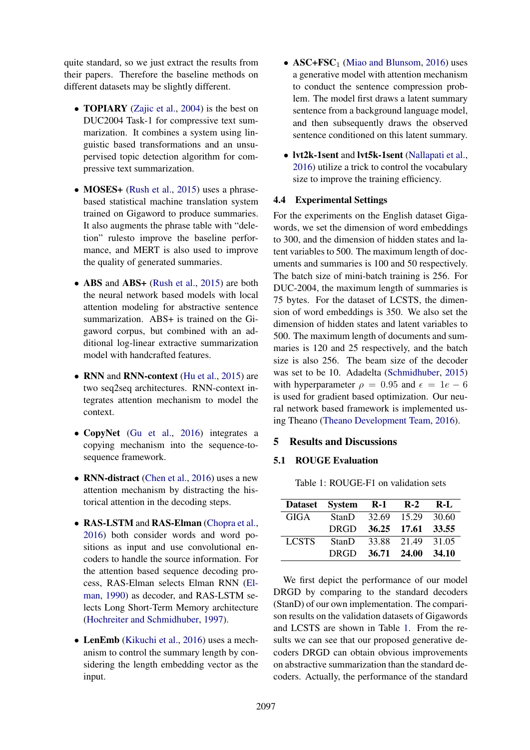quite standard, so we just extract the results from their papers. Therefore the baseline methods on different datasets may be slightly different.

- **TOPIARY** (Zajic et al., 2004) is the best on DUC2004 Task-1 for compressive text summarization. It combines a system using linguistic based transformations and an unsupervised topic detection algorithm for compressive text summarization.

- **MOSES+** (Rush et al., 2015) uses a phrase-based statistical machine translation system trained on Gigaword to produce summaries. It also augments the phrase table with "deletion" rulesto improve the baseline performance, and MERT is also used to improve the quality of generated summaries.

- **ABS** and **ABS+** (Rush et al., 2015) are both the neural network based models with local attention modeling for abstractive sentence summarization. ABS+ is trained on the Gigaword corpus, but combined with an additional log-linear extractive summarization model with handcrafted features.

- **RNN** and **RNN-context** (Hu et al., 2015) are two seq2seq architectures. RNN-context integrates attention mechanism to model the context.

- **CopyNet** (Gu et al., 2016) integrates a copying mechanism into the sequence-to-sequence framework.

- **RNN-distract** (Chen et al., 2016) uses a new attention mechanism by distracting the historical attention in the decoding steps.

- **RAS-LSTM** and **RAS-Elman** (Chopra et al., 2016) both consider words and word positions as input and use convolutional encoders to handle the source information. For the attention based sequence decoding process, RAS-Elman selects Elman RNN (Elman, 1990) as decoder, and RAS-LSTM selects Long Short-Term Memory architecture (Hochreiter and Schmidhuber, 1997).

- **LenEmb** (Kikuchi et al., 2016) uses a mechanism to control the summary length by considering the length embedding vector as the input.

- **ASC+FSC$_1$** (Miao and Blunsom, 2016) uses a generative model with attention mechanism to conduct the sentence compression problem. The model first draws a latent summary sentence from a background language model, and then subsequently draws the observed sentence conditioned on this latent summary.

- **lvt2k-1sent** and **lvt5k-1sent** (Nallapati et al., 2016) utilize a trick to control the vocabulary size to improve the training efficiency.

### 4.4 Experimental Settings

For the experiments on the English dataset Gigawords, we set the dimension of word embeddings to 300, and the dimension of hidden states and latent variables to 500. The maximum length of documents and summaries is 100 and 50 respectively. The batch size of mini-batch training is 256. For DUC-2004, the maximum length of summaries is 75 bytes. For the dataset of LCSTS, the dimension of word embeddings is 350. We also set the dimension of hidden states and latent variables to 500. The maximum length of documents and summaries is 120 and 25 respectively, and the batch size is also 256. The beam size of the decoder was set to be 10. Adadelta (Schmidhuber, 2015) with hyperparameter $\rho = 0.95$ and $\epsilon = 1e-6$ is used for gradient based optimization. Our neural network based framework is implemented using Theano (Theano Development Team, 2016).

## 5 Results and Discussions

### 5.1 ROUGE Evaluation

Table 1: ROUGE-F1 on validation sets

| Dataset | System | R-1 | R-2 | R-L |
|---|---|---|---|---|
| GIGA | StanD | 32.69 | 15.29 | 30.60 |
| | DRGD | **36.25** | **17.61** | **33.55** |
| LCSTS | StanD | 33.88 | 21.49 | 31.05 |
| | DRGD | **36.71** | **24.00** | **34.10** |

We first depict the performance of our model DRGD by comparing to the standard decoders (StanD) of our own implementation. The comparison results on the validation datasets of Gigawords and LCSTS are shown in Table 1. From the results we can see that our proposed generative decoders DRGD can obtain obvious improvements on abstractive summarization than the standard decoders. Actually, the performance of the standard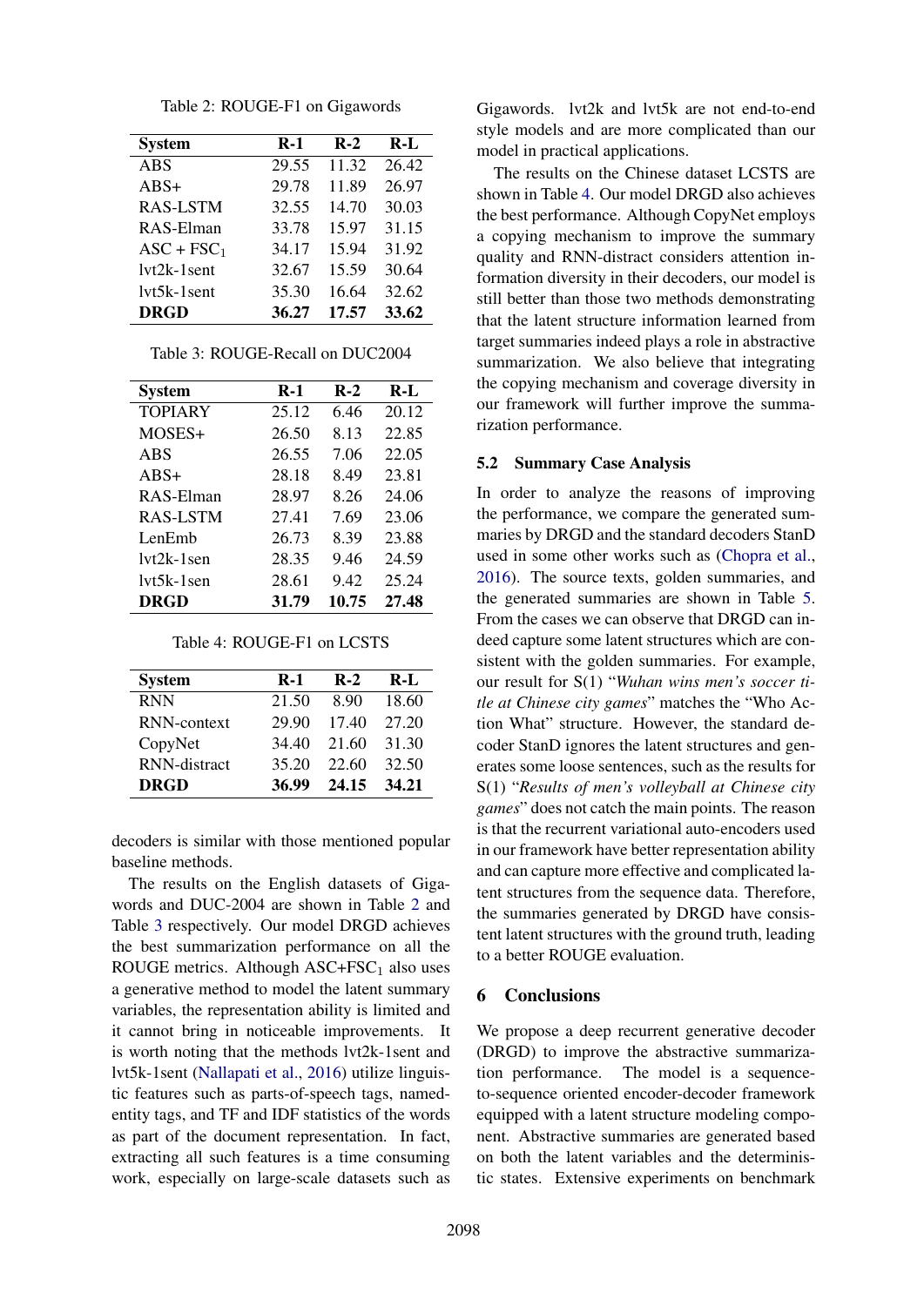Table 2: ROUGE-F1 on Gigawords

| System | R-1 | R-2 | R-L |
|---|---|---|---|
| ABS | 29.55 | 11.32 | 26.42 |
| ABS+ | 29.78 | 11.89 | 26.97 |
| RAS-LSTM | 32.55 | 14.70 | 30.03 |
| RAS-Elman | 33.78 | 15.97 | 31.15 |
| ASC + $FSC_1$ | 34.17 | 15.94 | 31.92 |
| lvt2k-1sent | 32.67 | 15.59 | 30.64 |
| lvt5k-1sent | 35.30 | 16.64 | 32.62 |
| **DRGD** | **36.27** | **17.57** | **33.62** |

Table 3: ROUGE-Recall on DUC2004

| System | R-1 | R-2 | R-L |
|---|---|---|---|
| TOPIARY | 25.12 | 6.46 | 20.12 |
| MOSES+ | 26.50 | 8.13 | 22.85 |
| ABS | 26.55 | 7.06 | 22.05 |
| ABS+ | 28.18 | 8.49 | 23.81 |
| RAS-Elman | 28.97 | 8.26 | 24.06 |
| RAS-LSTM | 27.41 | 7.69 | 23.06 |
| LenEmb | 26.73 | 8.39 | 23.88 |
| lvt2k-1sen | 28.35 | 9.46 | 24.59 |
| lvt5k-1sen | 28.61 | 9.42 | 25.24 |
| **DRGD** | **31.79** | **10.75** | **27.48** |

Table 4: ROUGE-F1 on LCSTS

| System | R-1 | R-2 | R-L |
|---|---|---|---|
| RNN | 21.50 | 8.90 | 18.60 |
| RNN-context | 29.90 | 17.40 | 27.20 |
| CopyNet | 34.40 | 21.60 | 31.30 |
| RNN-distract | 35.20 | 22.60 | 32.50 |
| **DRGD** | **36.99** | **24.15** | **34.21** |

decoders is similar with those mentioned popular baseline methods.

The results on the English datasets of Gigawords and DUC-2004 are shown in Table 2 and Table 3 respectively. Our model DRGD achieves the best summarization performance on all the ROUGE metrics. Although ASC+$FSC_1$ also uses a generative method to model the latent summary variables, the representation ability is limited and it cannot bring in noticeable improvements. It is worth noting that the methods lvt2k-1sent and lvt5k-1sent (Nallapati et al., 2016) utilize linguistic features such as parts-of-speech tags, named-entity tags, and TF and IDF statistics of the words as part of the document representation. In fact, extracting all such features is a time consuming work, especially on large-scale datasets such as Gigawords. lvt2k and lvt5k are not end-to-end style models and are more complicated than our model in practical applications.

The results on the Chinese dataset LCSTS are shown in Table 4. Our model DRGD also achieves the best performance. Although CopyNet employs a copying mechanism to improve the summary quality and RNN-distract considers attention information diversity in their decoders, our model is still better than those two methods demonstrating that the latent structure information learned from target summaries indeed plays a role in abstractive summarization. We also believe that integrating the copying mechanism and coverage diversity in our framework will further improve the summarization performance.

## 5.2 Summary Case Analysis

In order to analyze the reasons of improving the performance, we compare the generated summaries by DRGD and the standard decoders StanD used in some other works such as (Chopra et al., 2016). The source texts, golden summaries, and the generated summaries are shown in Table 5. From the cases we can observe that DRGD can indeed capture some latent structures which are consistent with the golden summaries. For example, our result for S(1) "*Wuhan wins men's soccer title at Chinese city games*" matches the "Who Action What" structure. However, the standard decoder StanD ignores the latent structures and generates some loose sentences, such as the results for S(1) "*Results of men's volleyball at Chinese city games*" does not catch the main points. The reason is that the recurrent variational auto-encoders used in our framework have better representation ability and can capture more effective and complicated latent structures from the sequence data. Therefore, the summaries generated by DRGD have consistent latent structures with the ground truth, leading to a better ROUGE evaluation.

# 6 Conclusions

We propose a deep recurrent generative decoder (DRGD) to improve the abstractive summarization performance. The model is a sequence-to-sequence oriented encoder-decoder framework equipped with a latent structure modeling component. Abstractive summaries are generated based on both the latent variables and the deterministic states. Extensive experiments on benchmark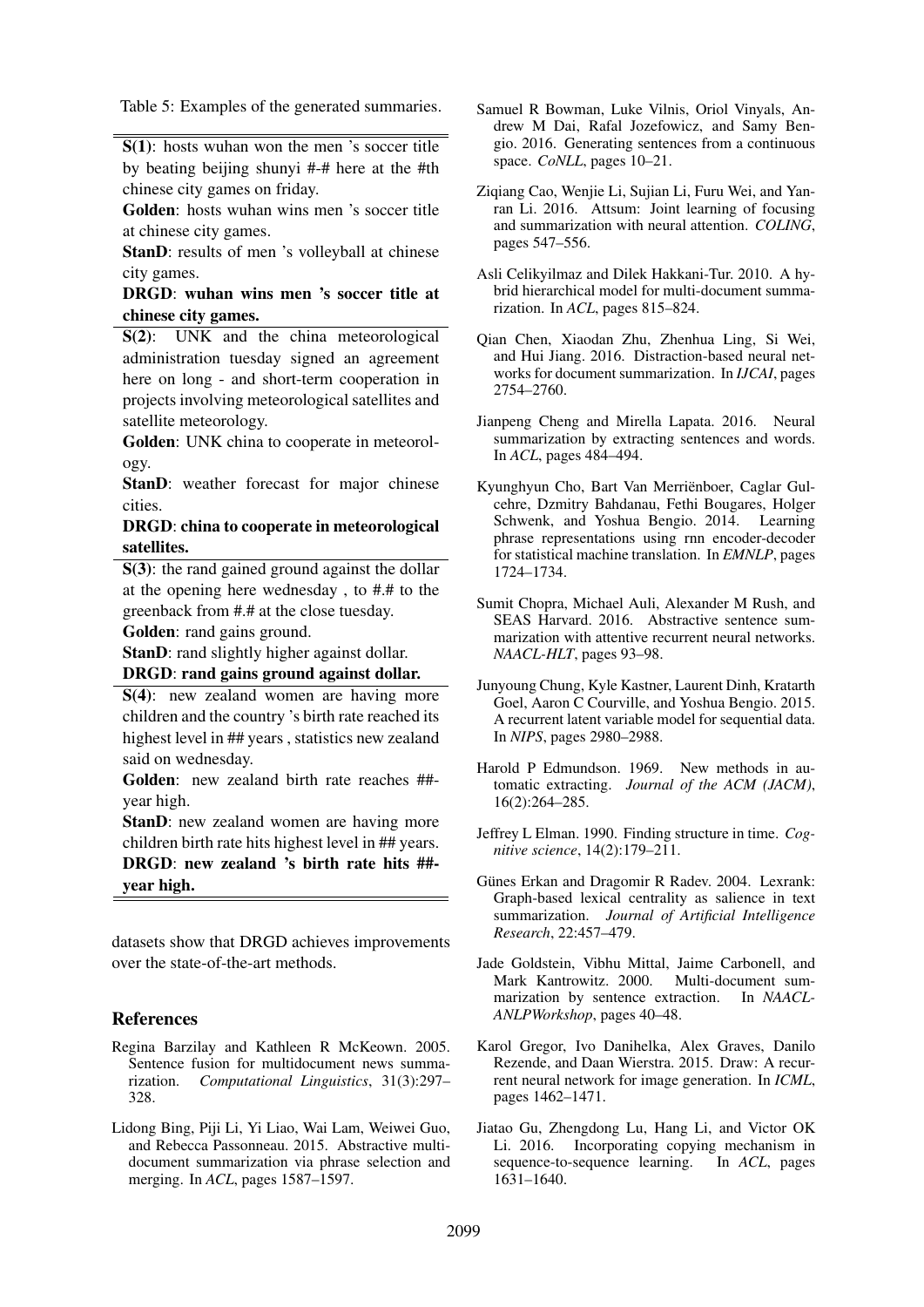Table 5: Examples of the generated summaries.

**S(1)**: hosts wuhan won the men 's soccer title by beating beijing shunyi #-# here at the #th chinese city games on friday.

**Golden**: hosts wuhan wins men 's soccer title at chinese city games.

**StanD**: results of men 's volleyball at chinese city games.

**DRGD**: **wuhan wins men 's soccer title at chinese city games.**

---

**S(2)**: UNK and the china meteorological administration tuesday signed an agreement here on long - and short-term cooperation in projects involving meteorological satellites and satellite meteorology.

**Golden**: UNK china to cooperate in meteorology.

**StanD**: weather forecast for major chinese cities.

**DRGD**: **china to cooperate in meteorological satellites.**

---

**S(3)**: the rand gained ground against the dollar at the opening here wednesday , to #.# to the greenback from #.# at the close tuesday.

**Golden**: rand gains ground.

**StanD**: rand slightly higher against dollar.

**DRGD**: **rand gains ground against dollar.**

---

**S(4)**: new zealand women are having more children and the country 's birth rate reached its highest level in ## years , statistics new zealand said on wednesday.

**Golden**: new zealand birth rate reaches ##-year high.

**StanD**: new zealand women are having more children birth rate hits highest level in ## years.

**DRGD**: **new zealand 's birth rate hits ##-year high.**

---

datasets show that DRGD achieves improvements over the state-of-the-art methods.

## References

Regina Barzilay and Kathleen R McKeown. 2005. Sentence fusion for multidocument news summarization. *Computational Linguistics*, 31(3):297–328.

Lidong Bing, Piji Li, Yi Liao, Wai Lam, Weiwei Guo, and Rebecca Passonneau. 2015. Abstractive multi-document summarization via phrase selection and merging. In *ACL*, pages 1587–1597.

Samuel R Bowman, Luke Vilnis, Oriol Vinyals, Andrew M Dai, Rafal Jozefowicz, and Samy Bengio. 2016. Generating sentences from a continuous space. *CoNLL*, pages 10–21.

Ziqiang Cao, Wenjie Li, Sujian Li, Furu Wei, and Yanran Li. 2016. Attsum: Joint learning of focusing and summarization with neural attention. *COLING*, pages 547–556.

Asli Celikyilmaz and Dilek Hakkani-Tur. 2010. A hybrid hierarchical model for multi-document summarization. In *ACL*, pages 815–824.

Qian Chen, Xiaodan Zhu, Zhenhua Ling, Si Wei, and Hui Jiang. 2016. Distraction-based neural networks for document summarization. In *IJCAI*, pages 2754–2760.

Jianpeng Cheng and Mirella Lapata. 2016. Neural summarization by extracting sentences and words. In *ACL*, pages 484–494.

Kyunghyun Cho, Bart Van Merriënboer, Caglar Gulcehre, Dzmitry Bahdanau, Fethi Bougares, Holger Schwenk, and Yoshua Bengio. 2014. Learning phrase representations using rnn encoder-decoder for statistical machine translation. In *EMNLP*, pages 1724–1734.

Sumit Chopra, Michael Auli, Alexander M Rush, and SEAS Harvard. 2016. Abstractive sentence summarization with attentive recurrent neural networks. *NAACL-HLT*, pages 93–98.

Junyoung Chung, Kyle Kastner, Laurent Dinh, Kratarth Goel, Aaron C Courville, and Yoshua Bengio. 2015. A recurrent latent variable model for sequential data. In *NIPS*, pages 2980–2988.

Harold P Edmundson. 1969. New methods in automatic extracting. *Journal of the ACM (JACM)*, 16(2):264–285.

Jeffrey L Elman. 1990. Finding structure in time. *Cognitive science*, 14(2):179–211.

Günes Erkan and Dragomir R Radev. 2004. Lexrank: Graph-based lexical centrality as salience in text summarization. *Journal of Artificial Intelligence Research*, 22:457–479.

Jade Goldstein, Vibhu Mittal, Jaime Carbonell, and Mark Kantrowitz. 2000. Multi-document summarization by sentence extraction. In *NAACL-ANLPWorkshop*, pages 40–48.

Karol Gregor, Ivo Danihelka, Alex Graves, Danilo Rezende, and Daan Wierstra. 2015. Draw: A recurrent neural network for image generation. In *ICML*, pages 1462–1471.

Jiatao Gu, Zhengdong Lu, Hang Li, and Victor OK Li. 2016. Incorporating copying mechanism in sequence-to-sequence learning. In *ACL*, pages 1631–1640.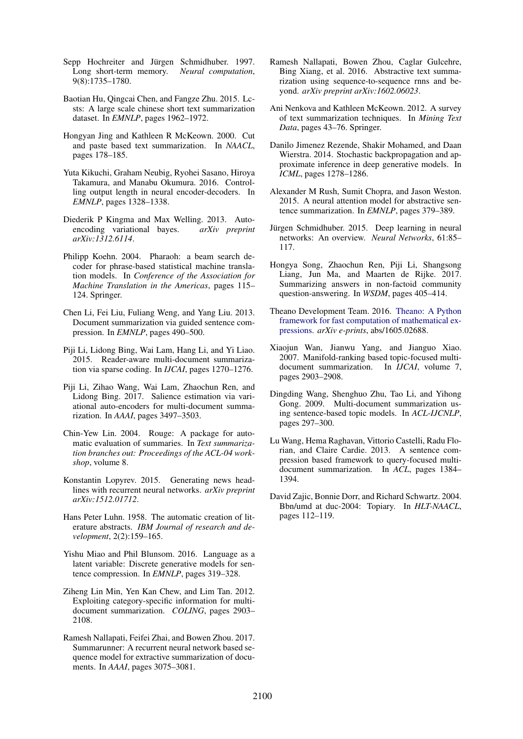Sepp Hochreiter and Jürgen Schmidhuber. 1997. Long short-term memory. *Neural computation*, 9(8):1735–1780.

Baotian Hu, Qingcai Chen, and Fangze Zhu. 2015. Lcsts: A large scale chinese short text summarization dataset. In *EMNLP*, pages 1962–1972.

Hongyan Jing and Kathleen R McKeown. 2000. Cut and paste based text summarization. In *NAACL*, pages 178–185.

Yuta Kikuchi, Graham Neubig, Ryohei Sasano, Hiroya Takamura, and Manabu Okumura. 2016. Controlling output length in neural encoder-decoders. In *EMNLP*, pages 1328–1338.

Diederik P Kingma and Max Welling. 2013. Auto-encoding variational bayes. *arXiv preprint arXiv:1312.6114*.

Philipp Koehn. 2004. Pharaoh: a beam search decoder for phrase-based statistical machine translation models. In *Conference of the Association for Machine Translation in the Americas*, pages 115–124. Springer.

Chen Li, Fei Liu, Fuliang Weng, and Yang Liu. 2013. Document summarization via guided sentence compression. In *EMNLP*, pages 490–500.

Piji Li, Lidong Bing, Wai Lam, Hang Li, and Yi Liao. 2015. Reader-aware multi-document summarization via sparse coding. In *IJCAI*, pages 1270–1276.

Piji Li, Zihao Wang, Wai Lam, Zhaochun Ren, and Lidong Bing. 2017. Salience estimation via variational auto-encoders for multi-document summarization. In *AAAI*, pages 3497–3503.

Chin-Yew Lin. 2004. Rouge: A package for automatic evaluation of summaries. In *Text summarization branches out: Proceedings of the ACL-04 workshop*, volume 8.

Konstantin Lopyrev. 2015. Generating news headlines with recurrent neural networks. *arXiv preprint arXiv:1512.01712*.

Hans Peter Luhn. 1958. The automatic creation of literature abstracts. *IBM Journal of research and development*, 2(2):159–165.

Yishu Miao and Phil Blunsom. 2016. Language as a latent variable: Discrete generative models for sentence compression. In *EMNLP*, pages 319–328.

Ziheng Lin Min, Yen Kan Chew, and Lim Tan. 2012. Exploiting category-specific information for multi-document summarization. *COLING*, pages 2903–2108.

Ramesh Nallapati, Feifei Zhai, and Bowen Zhou. 2017. Summarunner: A recurrent neural network based sequence model for extractive summarization of documents. In *AAAI*, pages 3075–3081.

Ramesh Nallapati, Bowen Zhou, Caglar Gulcehre, Bing Xiang, et al. 2016. Abstractive text summarization using sequence-to-sequence rnns and beyond. *arXiv preprint arXiv:1602.06023*.

Ani Nenkova and Kathleen McKeown. 2012. A survey of text summarization techniques. In *Mining Text Data*, pages 43–76. Springer.

Danilo Jimenez Rezende, Shakir Mohamed, and Daan Wierstra. 2014. Stochastic backpropagation and approximate inference in deep generative models. In *ICML*, pages 1278–1286.

Alexander M Rush, Sumit Chopra, and Jason Weston. 2015. A neural attention model for abstractive sentence summarization. In *EMNLP*, pages 379–389.

Jürgen Schmidhuber. 2015. Deep learning in neural networks: An overview. *Neural Networks*, 61:85–117.

Hongya Song, Zhaochun Ren, Piji Li, Shangsong Liang, Jun Ma, and Maarten de Rijke. 2017. Summarizing answers in non-factoid community question-answering. In *WSDM*, pages 405–414.

Theano Development Team. 2016. Theano: A Python framework for fast computation of mathematical expressions. *arXiv e-prints*, abs/1605.02688.

Xiaojun Wan, Jianwu Yang, and Jianguo Xiao. 2007. Manifold-ranking based topic-focused multi-document summarization. In *IJCAI*, volume 7, pages 2903–2908.

Dingding Wang, Shenghuo Zhu, Tao Li, and Yihong Gong. 2009. Multi-document summarization using sentence-based topic models. In *ACL-IJCNLP*, pages 297–300.

Lu Wang, Hema Raghavan, Vittorio Castelli, Radu Florian, and Claire Cardie. 2013. A sentence compression based framework to query-focused multi-document summarization. In *ACL*, pages 1384–1394.

David Zajic, Bonnie Dorr, and Richard Schwartz. 2004. Bbn/umd at duc-2004: Topiary. In *HLT-NAACL*, pages 112–119.